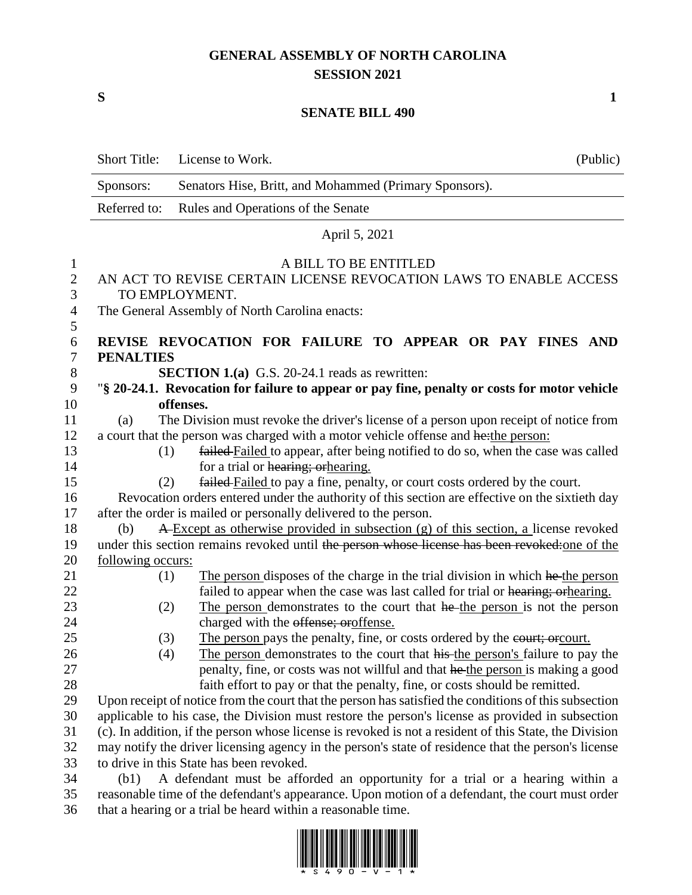# GENERAL ASSEMBLY OF NORTH CAROLINA
## SESSION 2021

**S** **1**

## SENATE BILL 490

| | | |
|---|---|---|
| Short Title: | License to Work. | (Public) |
| Sponsors: | Senators Hise, Britt, and Mohammed (Primary Sponsors). | |
| Referred to: | Rules and Operations of the Senate | |

April 5, 2021

A BILL TO BE ENTITLED

AN ACT TO REVISE CERTAIN LICENSE REVOCATION LAWS TO ENABLE ACCESS TO EMPLOYMENT.

The General Assembly of North Carolina enacts:

**REVISE REVOCATION FOR FAILURE TO APPEAR OR PAY FINES AND PENALTIES**

**SECTION 1.(a)** G.S. 20-24.1 reads as rewritten:

"**§ 20-24.1. Revocation for failure to appear or pay fine, penalty or costs for motor vehicle offenses.**

(a) The Division must revoke the driver's license of a person upon receipt of notice from a court that the person was charged with a motor vehicle offense and ~~he:~~the person:

(1) ~~failed~~ Failed to appear, after being notified to do so, when the case was called for a trial or ~~hearing; or~~hearing.

(2) ~~failed~~ Failed to pay a fine, penalty, or court costs ordered by the court.

Revocation orders entered under the authority of this section are effective on the sixtieth day after the order is mailed or personally delivered to the person.

(b) ~~A~~ Except as otherwise provided in subsection (g) of this section, a license revoked under this section remains revoked until ~~the person whose license has been revoked:~~one of the following occurs:

(1) The person disposes of the charge in the trial division in which ~~he~~ the person failed to appear when the case was last called for trial or ~~hearing; or~~hearing.

(2) The person demonstrates to the court that ~~he~~ the person is not the person charged with the ~~offense; or~~offense.

(3) The person pays the penalty, fine, or costs ordered by the ~~court; or~~court.

(4) The person demonstrates to the court that ~~his~~ the person's failure to pay the penalty, fine, or costs was not willful and that ~~he~~ the person is making a good faith effort to pay or that the penalty, fine, or costs should be remitted.

Upon receipt of notice from the court that the person has satisfied the conditions of this subsection applicable to his case, the Division must restore the person's license as provided in subsection (c). In addition, if the person whose license is revoked is not a resident of this State, the Division may notify the driver licensing agency in the person's state of residence that the person's license to drive in this State has been revoked.

(b1) A defendant must be afforded an opportunity for a trial or a hearing within a reasonable time of the defendant's appearance. Upon motion of a defendant, the court must order that a hearing or a trial be heard within a reasonable time.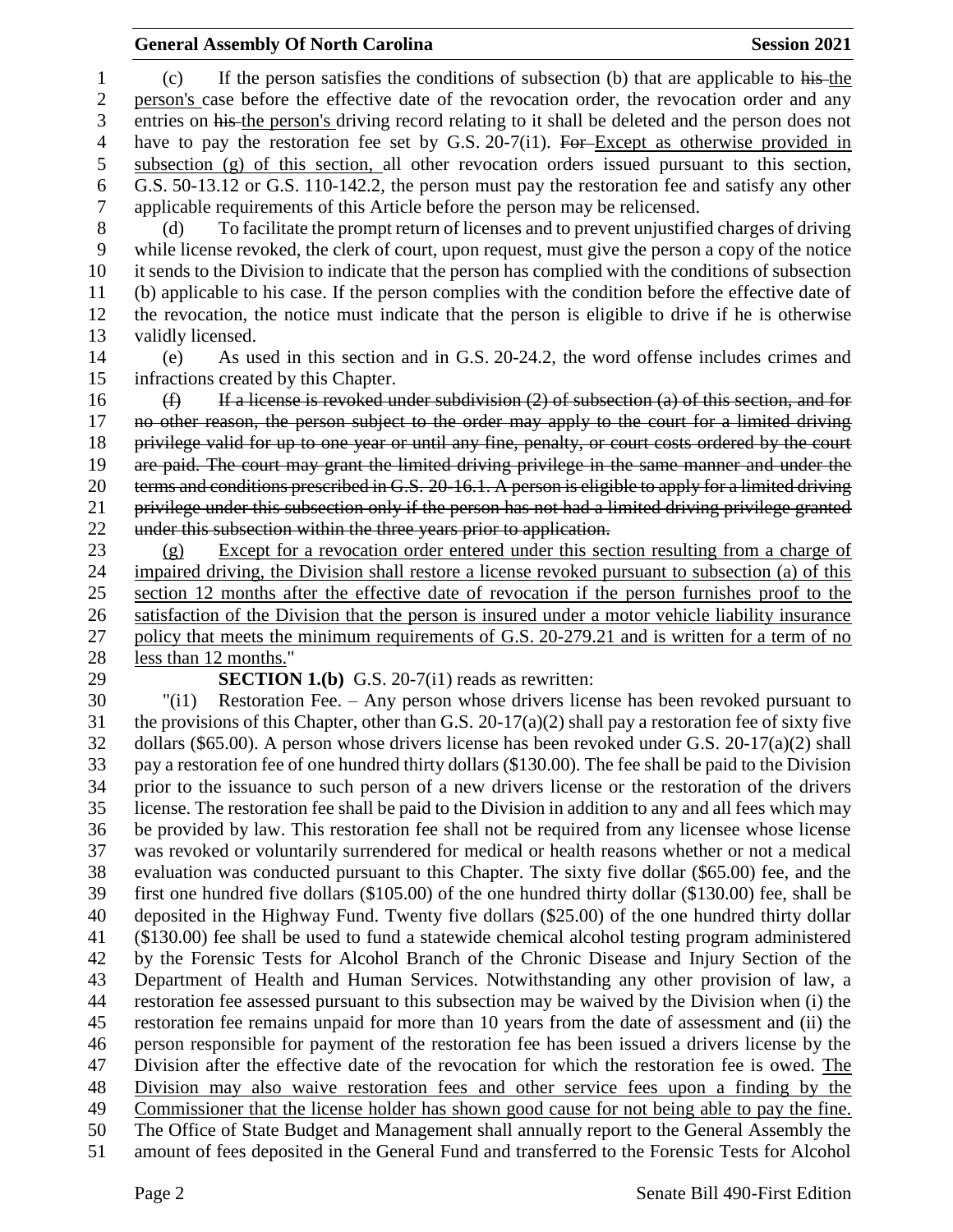(c) If the person satisfies the conditions of subsection (b) that are applicable to ~~his~~ the person's case before the effective date of the revocation order, the revocation order and any entries on ~~his~~ the person's driving record relating to it shall be deleted and the person does not have to pay the restoration fee set by G.S. 20-7(i1). ~~For~~ Except as otherwise provided in subsection (g) of this section, all other revocation orders issued pursuant to this section, G.S. 50-13.12 or G.S. 110-142.2, the person must pay the restoration fee and satisfy any other applicable requirements of this Article before the person may be relicensed.

(d) To facilitate the prompt return of licenses and to prevent unjustified charges of driving while license revoked, the clerk of court, upon request, must give the person a copy of the notice it sends to the Division to indicate that the person has complied with the conditions of subsection (b) applicable to his case. If the person complies with the condition before the effective date of the revocation, the notice must indicate that the person is eligible to drive if he is otherwise validly licensed.

(e) As used in this section and in G.S. 20-24.2, the word offense includes crimes and infractions created by this Chapter.

~~(f) If a license is revoked under subdivision (2) of subsection (a) of this section, and for no other reason, the person subject to the order may apply to the court for a limited driving privilege valid for up to one year or until any fine, penalty, or court costs ordered by the court are paid. The court may grant the limited driving privilege in the same manner and under the terms and conditions prescribed in G.S. 20-16.1. A person is eligible to apply for a limited driving privilege under this subsection only if the person has not had a limited driving privilege granted under this subsection within the three years prior to application.~~

(g) Except for a revocation order entered under this section resulting from a charge of impaired driving, the Division shall restore a license revoked pursuant to subsection (a) of this section 12 months after the effective date of revocation if the person furnishes proof to the satisfaction of the Division that the person is insured under a motor vehicle liability insurance policy that meets the minimum requirements of G.S. 20-279.21 and is written for a term of no less than 12 months."

**SECTION 1.(b)** G.S. 20-7(i1) reads as rewritten:

"(i1) Restoration Fee. – Any person whose drivers license has been revoked pursuant to the provisions of this Chapter, other than G.S. 20-17(a)(2) shall pay a restoration fee of sixty five dollars ($65.00). A person whose drivers license has been revoked under G.S. 20-17(a)(2) shall pay a restoration fee of one hundred thirty dollars ($130.00). The fee shall be paid to the Division prior to the issuance to such person of a new drivers license or the restoration of the drivers license. The restoration fee shall be paid to the Division in addition to any and all fees which may be provided by law. This restoration fee shall not be required from any licensee whose license was revoked or voluntarily surrendered for medical or health reasons whether or not a medical evaluation was conducted pursuant to this Chapter. The sixty five dollar ($65.00) fee, and the first one hundred five dollars ($105.00) of the one hundred thirty dollar ($130.00) fee, shall be deposited in the Highway Fund. Twenty five dollars ($25.00) of the one hundred thirty dollar ($130.00) fee shall be used to fund a statewide chemical alcohol testing program administered by the Forensic Tests for Alcohol Branch of the Chronic Disease and Injury Section of the Department of Health and Human Services. Notwithstanding any other provision of law, a restoration fee assessed pursuant to this subsection may be waived by the Division when (i) the restoration fee remains unpaid for more than 10 years from the date of assessment and (ii) the person responsible for payment of the restoration fee has been issued a drivers license by the Division after the effective date of the revocation for which the restoration fee is owed. The Division may also waive restoration fees and other service fees upon a finding by the Commissioner that the license holder has shown good cause for not being able to pay the fine. The Office of State Budget and Management shall annually report to the General Assembly the amount of fees deposited in the General Fund and transferred to the Forensic Tests for Alcohol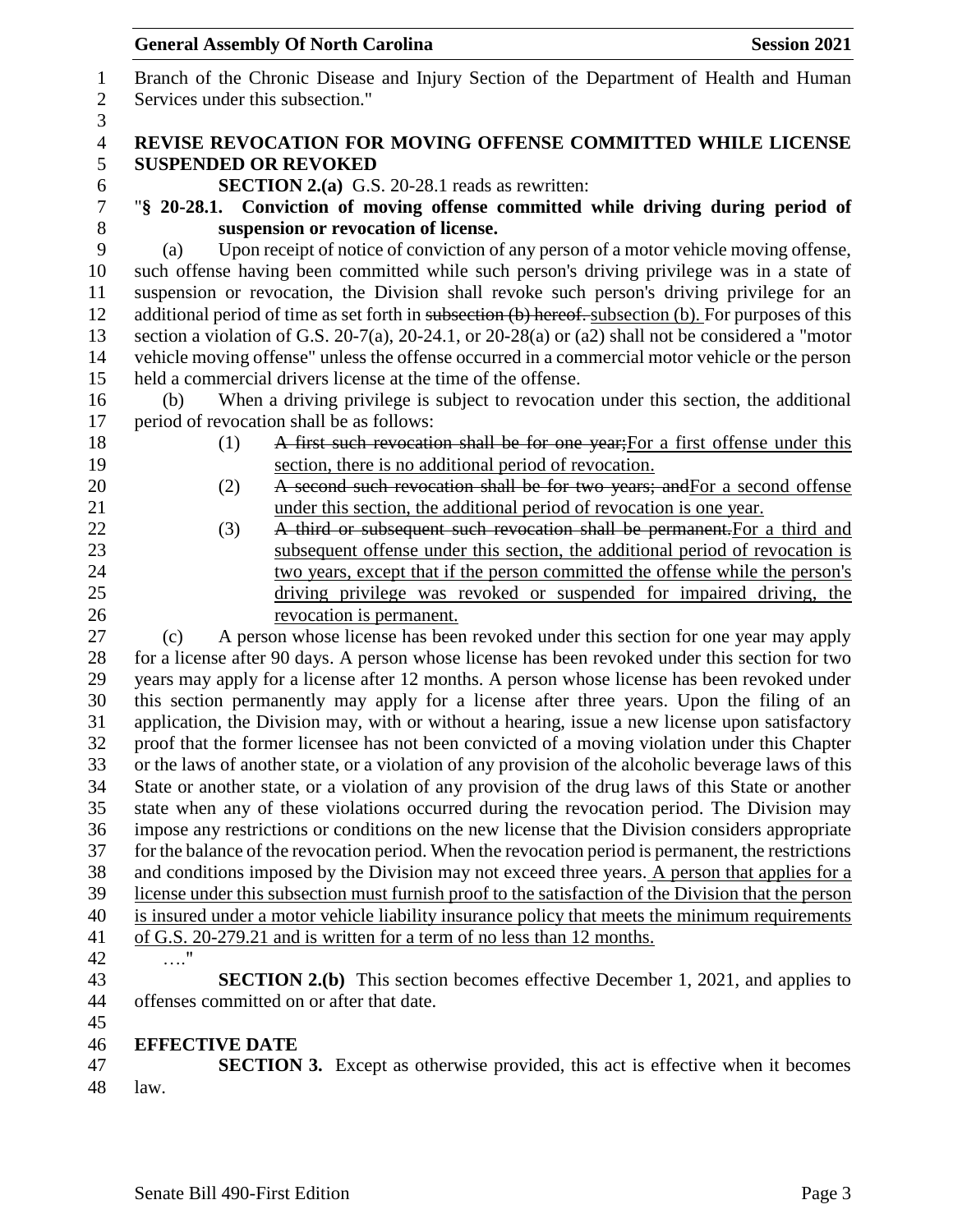Branch of the Chronic Disease and Injury Section of the Department of Health and Human Services under this subsection."

**REVISE REVOCATION FOR MOVING OFFENSE COMMITTED WHILE LICENSE SUSPENDED OR REVOKED**

**SECTION 2.(a)** G.S. 20-28.1 reads as rewritten:

"**§ 20-28.1. Conviction of moving offense committed while driving during period of suspension or revocation of license.**

(a) Upon receipt of notice of conviction of any person of a motor vehicle moving offense, such offense having been committed while such person's driving privilege was in a state of suspension or revocation, the Division shall revoke such person's driving privilege for an additional period of time as set forth in ~~subsection (b) hereof.~~ subsection (b). For purposes of this section a violation of G.S. 20-7(a), 20-24.1, or 20-28(a) or (a2) shall not be considered a "motor vehicle moving offense" unless the offense occurred in a commercial motor vehicle or the person held a commercial drivers license at the time of the offense.

(b) When a driving privilege is subject to revocation under this section, the additional period of revocation shall be as follows:

(1) ~~A first such revocation shall be for one year;~~For a first offense under this section, there is no additional period of revocation.

(2) ~~A second such revocation shall be for two years; and~~For a second offense under this section, the additional period of revocation is one year.

(3) ~~A third or subsequent such revocation shall be permanent.~~For a third and subsequent offense under this section, the additional period of revocation is two years, except that if the person committed the offense while the person's driving privilege was revoked or suspended for impaired driving, the revocation is permanent.

(c) A person whose license has been revoked under this section for one year may apply for a license after 90 days. A person whose license has been revoked under this section for two years may apply for a license after 12 months. A person whose license has been revoked under this section permanently may apply for a license after three years. Upon the filing of an application, the Division may, with or without a hearing, issue a new license upon satisfactory proof that the former licensee has not been convicted of a moving violation under this Chapter or the laws of another state, or a violation of any provision of the alcoholic beverage laws of this State or another state, or a violation of any provision of the drug laws of this State or another state when any of these violations occurred during the revocation period. The Division may impose any restrictions or conditions on the new license that the Division considers appropriate for the balance of the revocation period. When the revocation period is permanent, the restrictions and conditions imposed by the Division may not exceed three years. A person that applies for a license under this subsection must furnish proof to the satisfaction of the Division that the person is insured under a motor vehicle liability insurance policy that meets the minimum requirements of G.S. 20-279.21 and is written for a term of no less than 12 months.

…."

**SECTION 2.(b)** This section becomes effective December 1, 2021, and applies to offenses committed on or after that date.

**EFFECTIVE DATE**

**SECTION 3.** Except as otherwise provided, this act is effective when it becomes law.